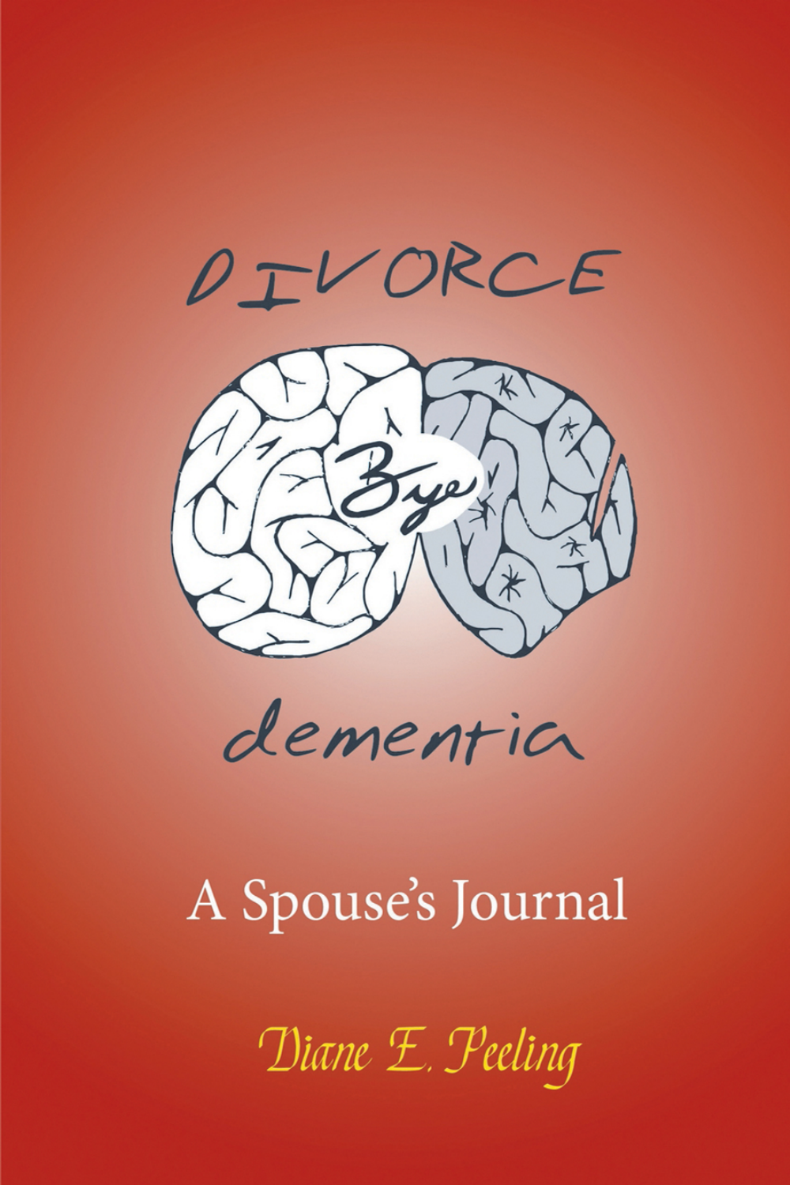# DIVORCE Bye dementia

## A Spouse's Journal

Diane E. Peeling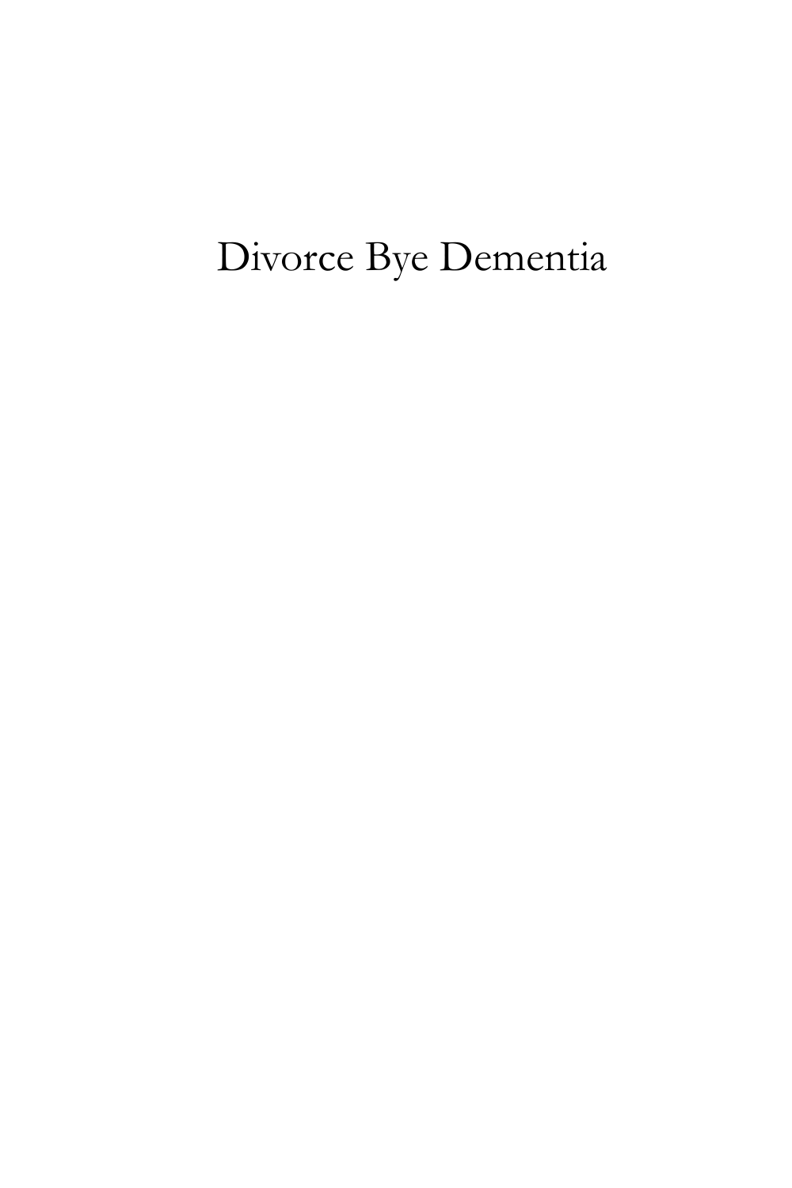# Divorce Bye Dementia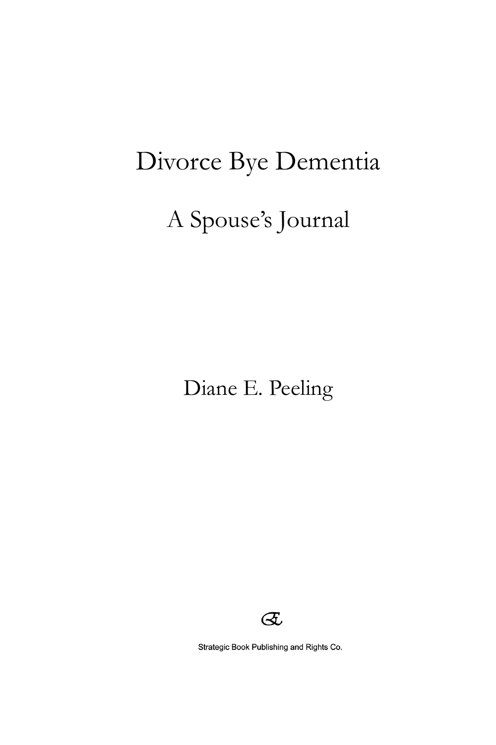# Divorce Bye Dementia

## A Spouse's Journal

Diane E. Peeling

Strategic Book Publishing and Rights Co.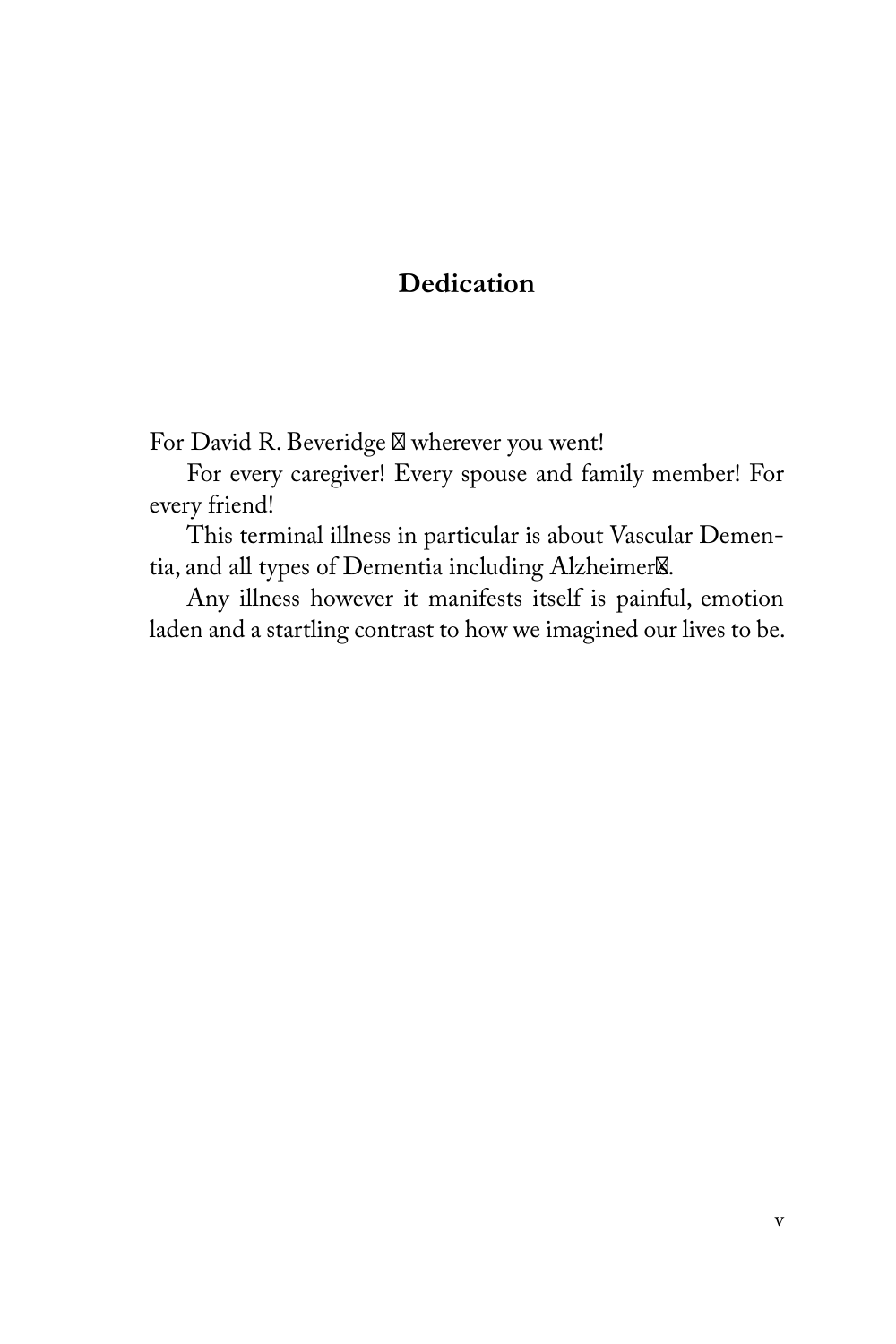## Dedication

For David R. Beveridge — wherever you went!

For every caregiver! Every spouse and family member! For every friend!

This terminal illness in particular is about Vascular Dementia, and all types of Dementia including Alzheimer's.

Any illness however it manifests itself is painful, emotion laden and a startling contrast to how we imagined our lives to be.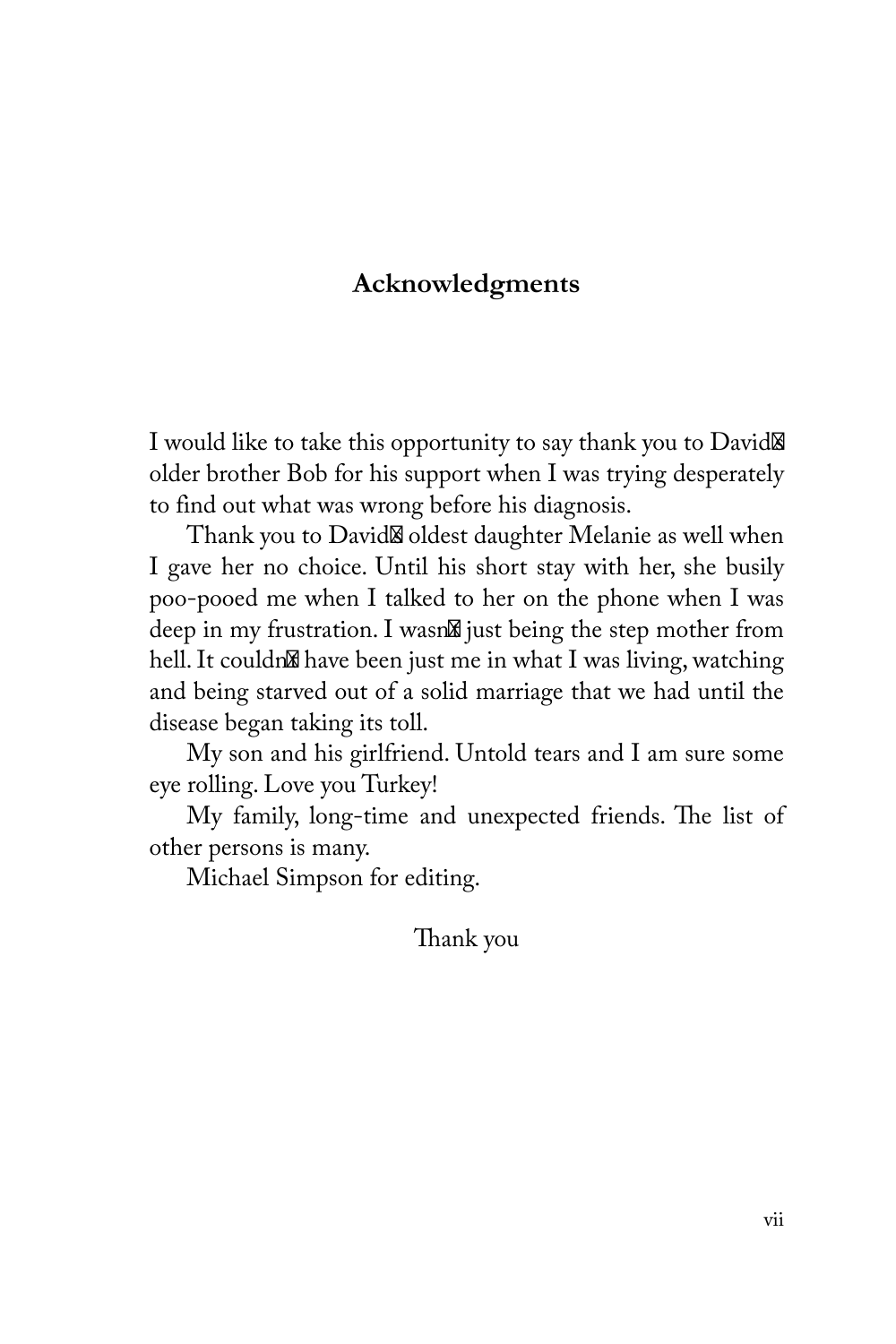## Acknowledgments

I would like to take this opportunity to say thank you to David's older brother Bob for his support when I was trying desperately to find out what was wrong before his diagnosis.

Thank you to David's oldest daughter Melanie as well when I gave her no choice. Until his short stay with her, she busily poo-pooed me when I talked to her on the phone when I was deep in my frustration. I wasn't just being the step mother from hell. It couldn't have been just me in what I was living, watching and being starved out of a solid marriage that we had until the disease began taking its toll.

My son and his girlfriend. Untold tears and I am sure some eye rolling. Love you Turkey!

My family, long-time and unexpected friends. The list of other persons is many.

Michael Simpson for editing.

Thank you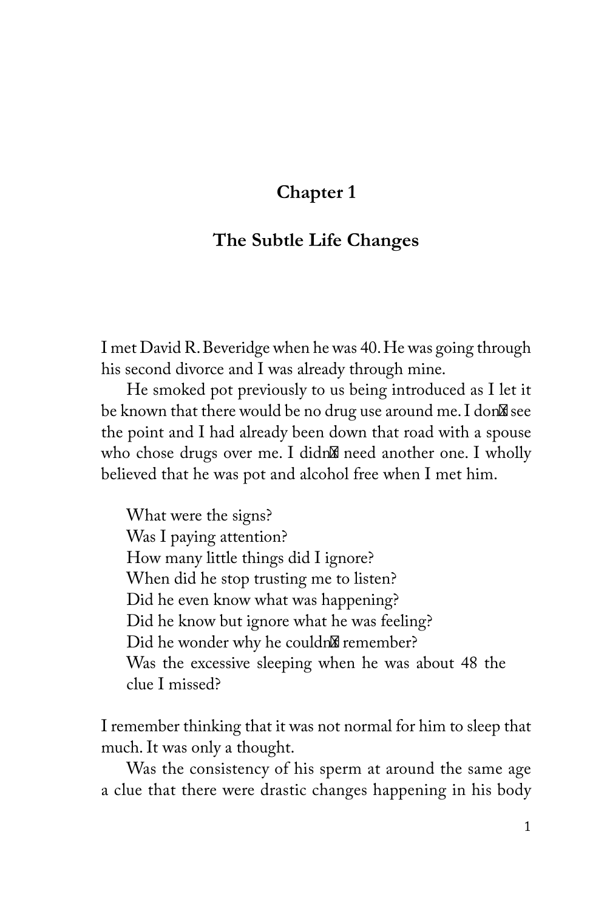# Chapter 1

## The Subtle Life Changes

I met David R. Beveridge when he was 40. He was going through his second divorce and I was already through mine.

He smoked pot previously to us being introduced as I let it be known that there would be no drug use around me. I don't see the point and I had already been down that road with a spouse who chose drugs over me. I didn't need another one. I wholly believed that he was pot and alcohol free when I met him.

What were the signs?
Was I paying attention?
How many little things did I ignore?
When did he stop trusting me to listen?
Did he even know what was happening?
Did he know but ignore what he was feeling?
Did he wonder why he couldn't remember?
Was the excessive sleeping when he was about 48 the clue I missed?

I remember thinking that it was not normal for him to sleep that much. It was only a thought.

Was the consistency of his sperm at around the same age a clue that there were drastic changes happening in his body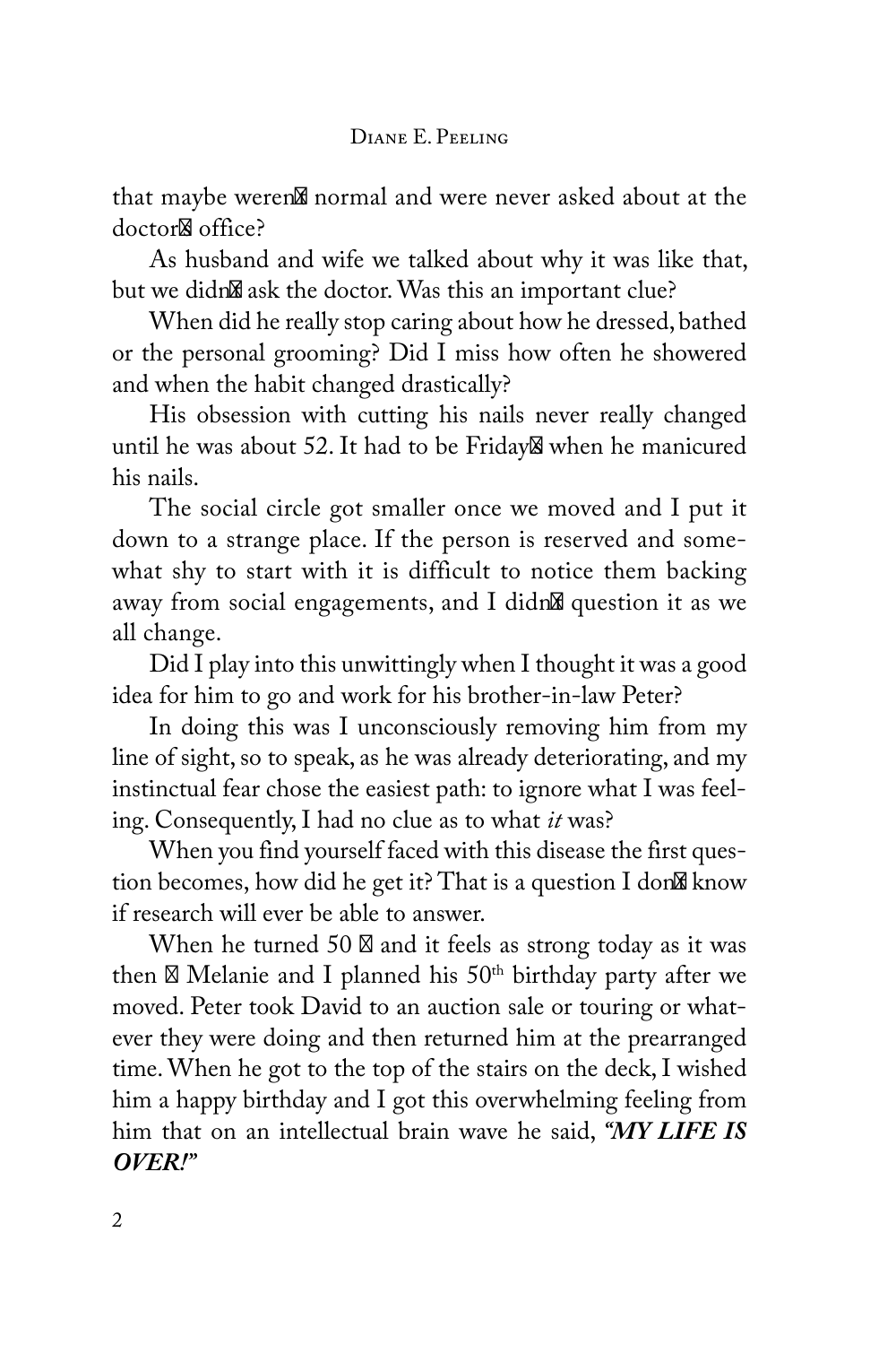that maybe weren't normal and were never asked about at the doctor's office?

As husband and wife we talked about why it was like that, but we didn't ask the doctor. Was this an important clue?

When did he really stop caring about how he dressed, bathed or the personal grooming? Did I miss how often he showered and when the habit changed drastically?

His obsession with cutting his nails never really changed until he was about 52. It had to be Friday's when he manicured his nails.

The social circle got smaller once we moved and I put it down to a strange place. If the person is reserved and somewhat shy to start with it is difficult to notice them backing away from social engagements, and I didn't question it as we all change.

Did I play into this unwittingly when I thought it was a good idea for him to go and work for his brother-in-law Peter?

In doing this was I unconsciously removing him from my line of sight, so to speak, as he was already deteriorating, and my instinctual fear chose the easiest path: to ignore what I was feeling. Consequently, I had no clue as to what *it* was?

When you find yourself faced with this disease the first question becomes, how did he get it? That is a question I don't know if research will ever be able to answer.

When he turned 50 – and it feels as strong today as it was then – Melanie and I planned his 50th birthday party after we moved. Peter took David to an auction sale or touring or whatever they were doing and then returned him at the prearranged time. When he got to the top of the stairs on the deck, I wished him a happy birthday and I got this overwhelming feeling from him that on an intellectual brain wave he said, ***"MY LIFE IS OVER!"***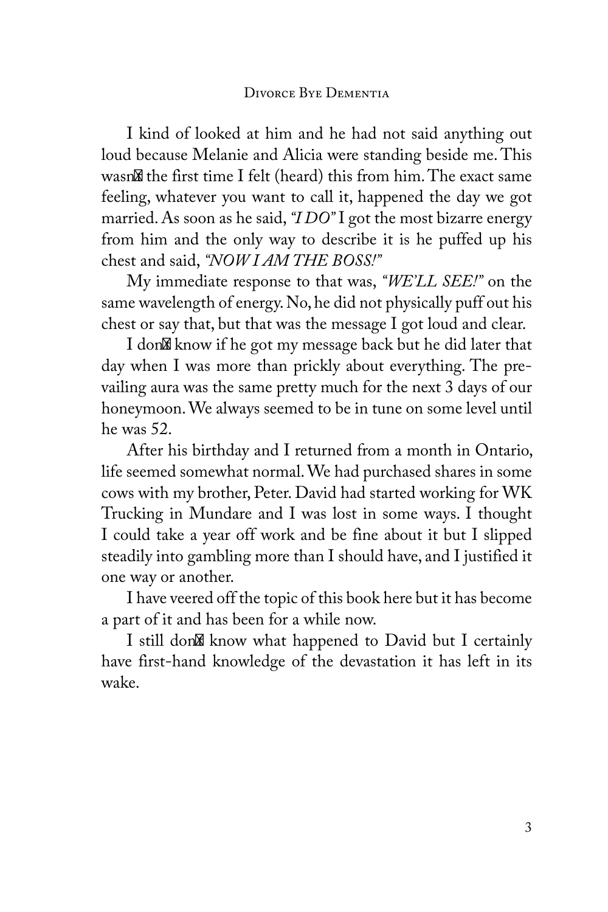I kind of looked at him and he had not said anything out loud because Melanie and Alicia were standing beside me. This wasn't the first time I felt (heard) this from him. The exact same feeling, whatever you want to call it, happened the day we got married. As soon as he said, *"I DO"* I got the most bizarre energy from him and the only way to describe it is he puffed up his chest and said, *"NOW I AM THE BOSS!"*

My immediate response to that was, *"WE'LL SEE!"* on the same wavelength of energy. No, he did not physically puff out his chest or say that, but that was the message I got loud and clear.

I don't know if he got my message back but he did later that day when I was more than prickly about everything. The prevailing aura was the same pretty much for the next 3 days of our honeymoon. We always seemed to be in tune on some level until he was 52.

After his birthday and I returned from a month in Ontario, life seemed somewhat normal. We had purchased shares in some cows with my brother, Peter. David had started working for WK Trucking in Mundare and I was lost in some ways. I thought I could take a year off work and be fine about it but I slipped steadily into gambling more than I should have, and I justified it one way or another.

I have veered off the topic of this book here but it has become a part of it and has been for a while now.

I still don't know what happened to David but I certainly have first-hand knowledge of the devastation it has left in its wake.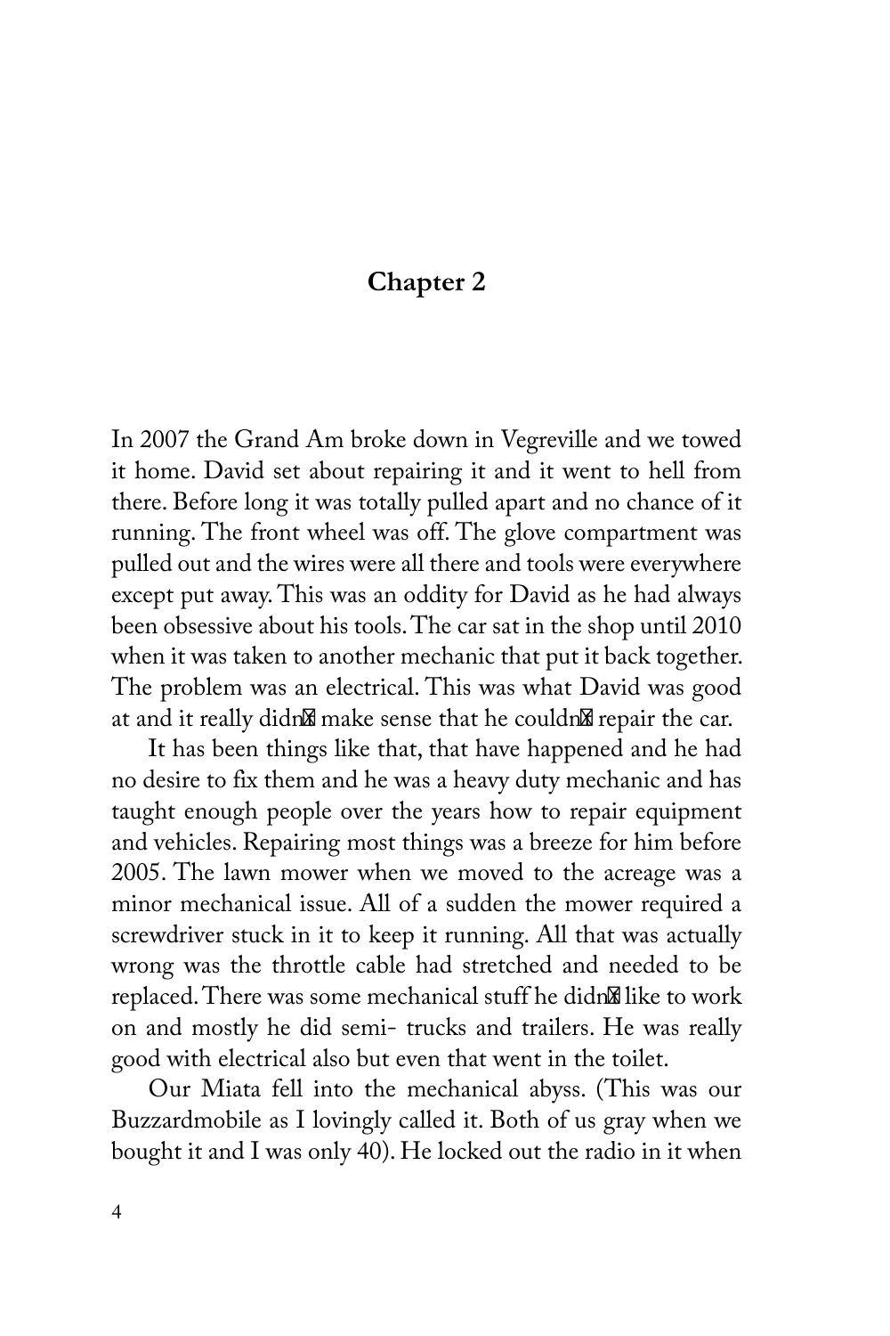## Chapter 2

In 2007 the Grand Am broke down in Vegreville and we towed it home. David set about repairing it and it went to hell from there. Before long it was totally pulled apart and no chance of it running. The front wheel was off. The glove compartment was pulled out and the wires were all there and tools were everywhere except put away. This was an oddity for David as he had always been obsessive about his tools. The car sat in the shop until 2010 when it was taken to another mechanic that put it back together. The problem was an electrical. This was what David was good at and it really didn't make sense that he couldn't repair the car.

It has been things like that, that have happened and he had no desire to fix them and he was a heavy duty mechanic and has taught enough people over the years how to repair equipment and vehicles. Repairing most things was a breeze for him before 2005. The lawn mower when we moved to the acreage was a minor mechanical issue. All of a sudden the mower required a screwdriver stuck in it to keep it running. All that was actually wrong was the throttle cable had stretched and needed to be replaced. There was some mechanical stuff he didn't like to work on and mostly he did semi- trucks and trailers. He was really good with electrical also but even that went in the toilet.

Our Miata fell into the mechanical abyss. (This was our Buzzardmobile as I lovingly called it. Both of us gray when we bought it and I was only 40). He locked out the radio in it when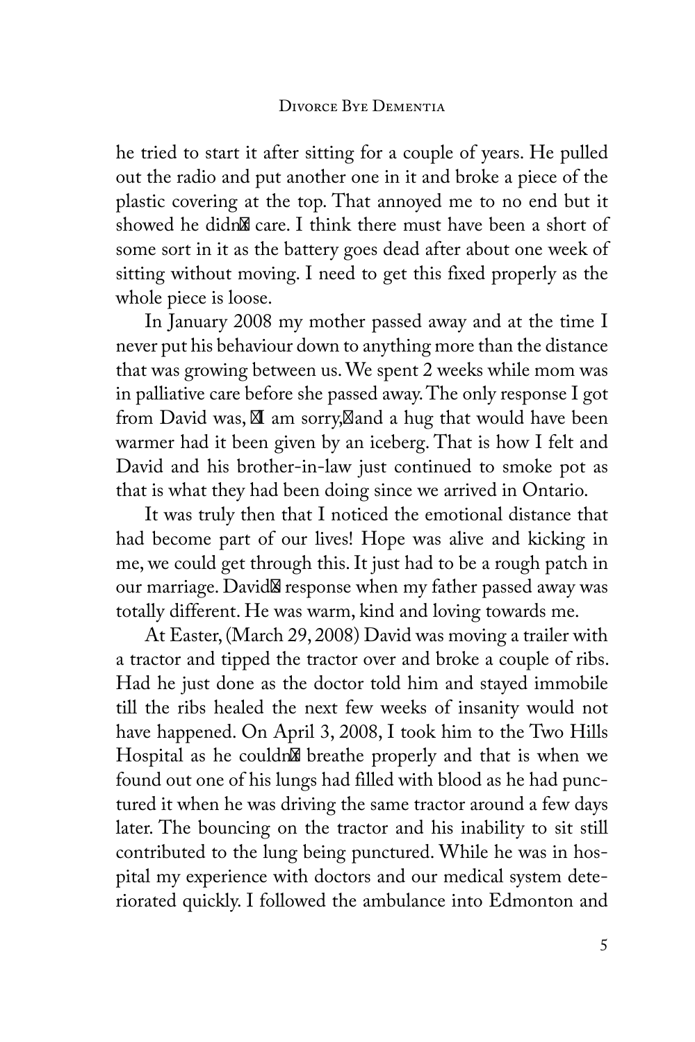he tried to start it after sitting for a couple of years. He pulled out the radio and put another one in it and broke a piece of the plastic covering at the top. That annoyed me to no end but it showed he didn't care. I think there must have been a short of some sort in it as the battery goes dead after about one week of sitting without moving. I need to get this fixed properly as the whole piece is loose.

In January 2008 my mother passed away and at the time I never put his behaviour down to anything more than the distance that was growing between us. We spent 2 weeks while mom was in palliative care before she passed away. The only response I got from David was, "I am sorry," and a hug that would have been warmer had it been given by an iceberg. That is how I felt and David and his brother-in-law just continued to smoke pot as that is what they had been doing since we arrived in Ontario.

It was truly then that I noticed the emotional distance that had become part of our lives! Hope was alive and kicking in me, we could get through this. It just had to be a rough patch in our marriage. David's response when my father passed away was totally different. He was warm, kind and loving towards me.

At Easter, (March 29, 2008) David was moving a trailer with a tractor and tipped the tractor over and broke a couple of ribs. Had he just done as the doctor told him and stayed immobile till the ribs healed the next few weeks of insanity would not have happened. On April 3, 2008, I took him to the Two Hills Hospital as he couldn't breathe properly and that is when we found out one of his lungs had filled with blood as he had punctured it when he was driving the same tractor around a few days later. The bouncing on the tractor and his inability to sit still contributed to the lung being punctured. While he was in hospital my experience with doctors and our medical system deteriorated quickly. I followed the ambulance into Edmonton and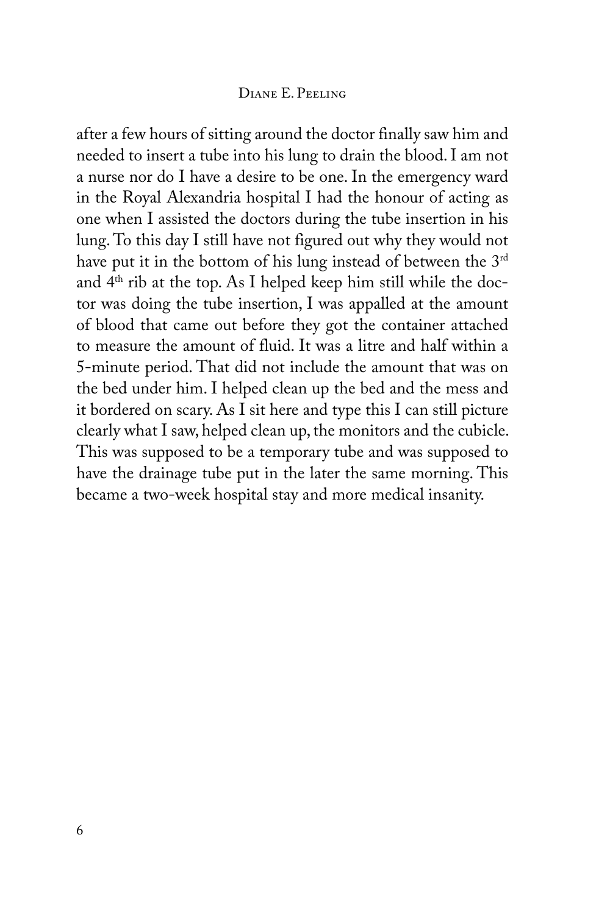after a few hours of sitting around the doctor finally saw him and needed to insert a tube into his lung to drain the blood. I am not a nurse nor do I have a desire to be one. In the emergency ward in the Royal Alexandria hospital I had the honour of acting as one when I assisted the doctors during the tube insertion in his lung. To this day I still have not figured out why they would not have put it in the bottom of his lung instead of between the 3rd and 4th rib at the top. As I helped keep him still while the doctor was doing the tube insertion, I was appalled at the amount of blood that came out before they got the container attached to measure the amount of fluid. It was a litre and half within a 5-minute period. That did not include the amount that was on the bed under him. I helped clean up the bed and the mess and it bordered on scary. As I sit here and type this I can still picture clearly what I saw, helped clean up, the monitors and the cubicle. This was supposed to be a temporary tube and was supposed to have the drainage tube put in the later the same morning. This became a two-week hospital stay and more medical insanity.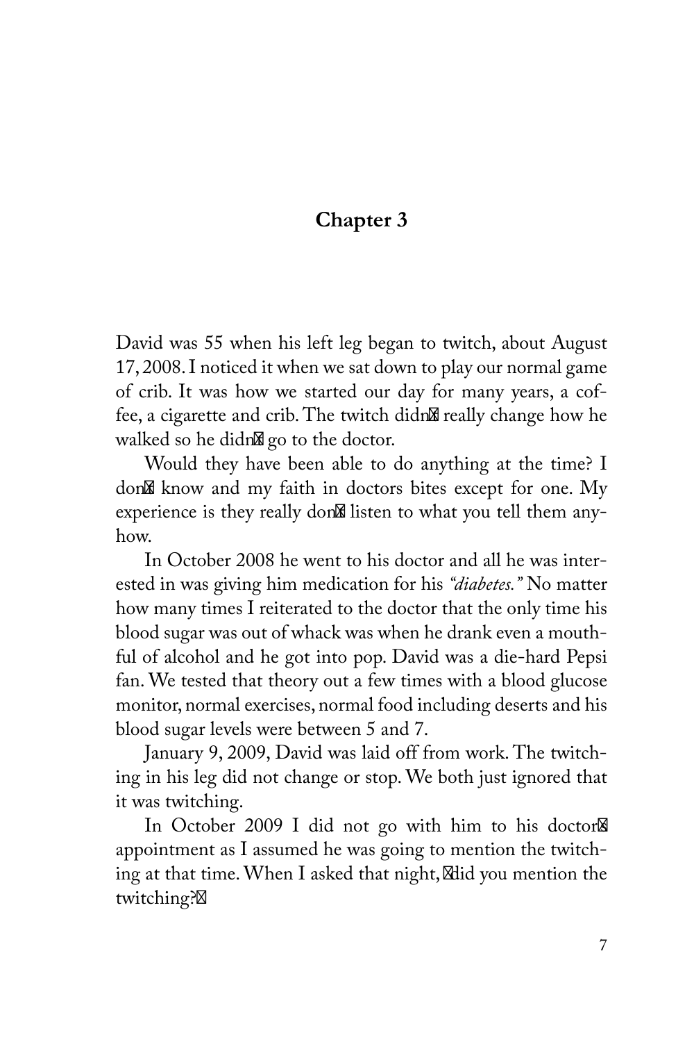## Chapter 3

David was 55 when his left leg began to twitch, about August 17, 2008. I noticed it when we sat down to play our normal game of crib. It was how we started our day for many years, a coffee, a cigarette and crib. The twitch didn't really change how he walked so he didn't go to the doctor.

Would they have been able to do anything at the time? I don't know and my faith in doctors bites except for one. My experience is they really don't listen to what you tell them anyhow.

In October 2008 he went to his doctor and all he was interested in was giving him medication for his *"diabetes."* No matter how many times I reiterated to the doctor that the only time his blood sugar was out of whack was when he drank even a mouthful of alcohol and he got into pop. David was a die-hard Pepsi fan. We tested that theory out a few times with a blood glucose monitor, normal exercises, normal food including deserts and his blood sugar levels were between 5 and 7.

January 9, 2009, David was laid off from work. The twitching in his leg did not change or stop. We both just ignored that it was twitching.

In October 2009 I did not go with him to his doctor's appointment as I assumed he was going to mention the twitching at that time. When I asked that night, "did you mention the twitching?"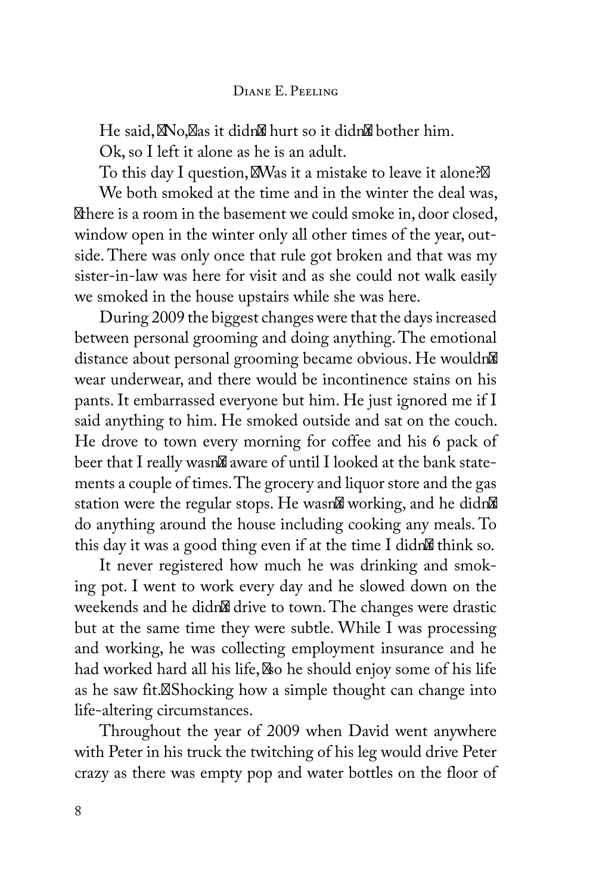He said, "No," as it didn't hurt so it didn't bother him.

Ok, so I left it alone as he is an adult.

To this day I question, "Was it a mistake to leave it alone?"

We both smoked at the time and in the winter the deal was, "there is a room in the basement we could smoke in, door closed, window open in the winter only all other times of the year, outside. There was only once that rule got broken and that was my sister-in-law was here for visit and as she could not walk easily we smoked in the house upstairs while she was here.

During 2009 the biggest changes were that the days increased between personal grooming and doing anything. The emotional distance about personal grooming became obvious. He wouldn't wear underwear, and there would be incontinence stains on his pants. It embarrassed everyone but him. He just ignored me if I said anything to him. He smoked outside and sat on the couch. He drove to town every morning for coffee and his 6 pack of beer that I really wasn't aware of until I looked at the bank statements a couple of times. The grocery and liquor store and the gas station were the regular stops. He wasn't working, and he didn't do anything around the house including cooking any meals. To this day it was a good thing even if at the time I didn't think so.

It never registered how much he was drinking and smoking pot. I went to work every day and he slowed down on the weekends and he didn't drive to town. The changes were drastic but at the same time they were subtle. While I was processing and working, he was collecting employment insurance and he had worked hard all his life, "so he should enjoy some of his life as he saw fit." Shocking how a simple thought can change into life-altering circumstances.

Throughout the year of 2009 when David went anywhere with Peter in his truck the twitching of his leg would drive Peter crazy as there was empty pop and water bottles on the floor of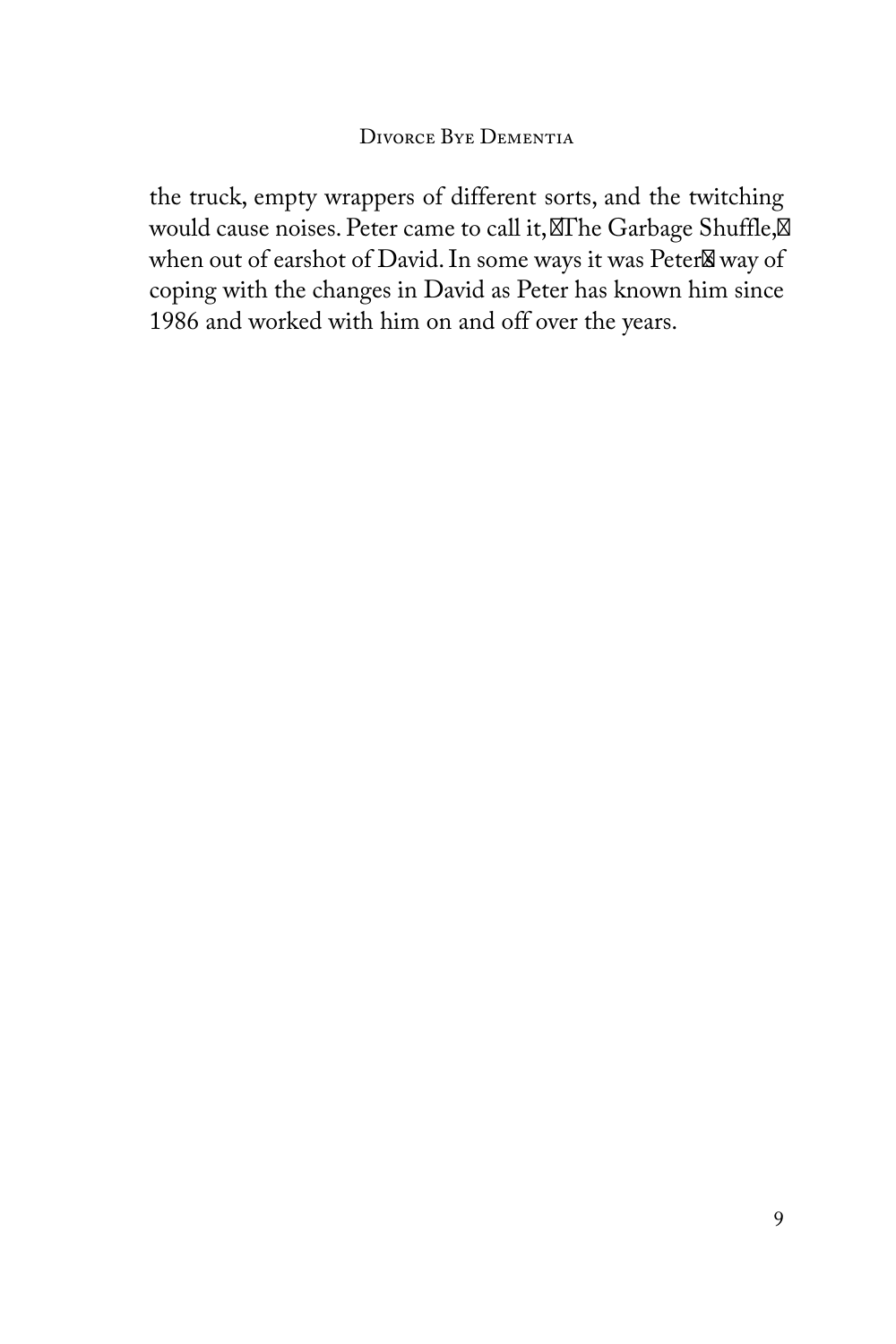the truck, empty wrappers of different sorts, and the twitching would cause noises. Peter came to call it, "The Garbage Shuffle," when out of earshot of David. In some ways it was Peter's way of coping with the changes in David as Peter has known him since 1986 and worked with him on and off over the years.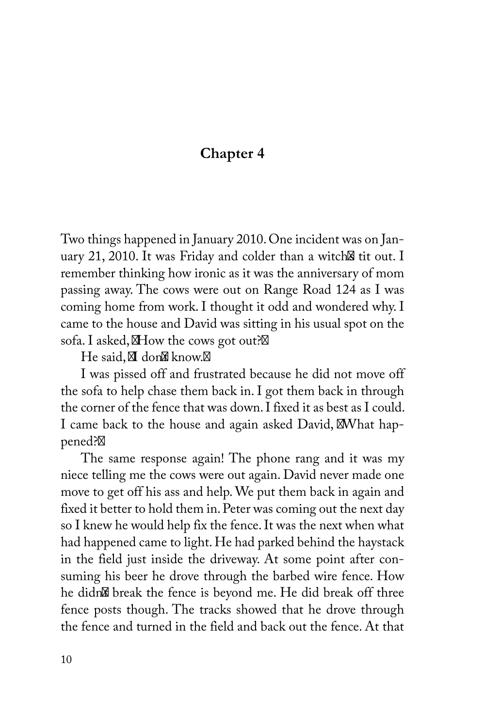## Chapter 4

Two things happened in January 2010. One incident was on January 21, 2010. It was Friday and colder than a witch's tit out. I remember thinking how ironic as it was the anniversary of mom passing away. The cows were out on Range Road 124 as I was coming home from work. I thought it odd and wondered why. I came to the house and David was sitting in his usual spot on the sofa. I asked, "How the cows got out?"

He said, "I don't know."

I was pissed off and frustrated because he did not move off the sofa to help chase them back in. I got them back in through the corner of the fence that was down. I fixed it as best as I could. I came back to the house and again asked David, "What happened?"

The same response again! The phone rang and it was my niece telling me the cows were out again. David never made one move to get off his ass and help. We put them back in again and fixed it better to hold them in. Peter was coming out the next day so I knew he would help fix the fence. It was the next when what had happened came to light. He had parked behind the haystack in the field just inside the driveway. At some point after consuming his beer he drove through the barbed wire fence. How he didn't break the fence is beyond me. He did break off three fence posts though. The tracks showed that he drove through the fence and turned in the field and back out the fence. At that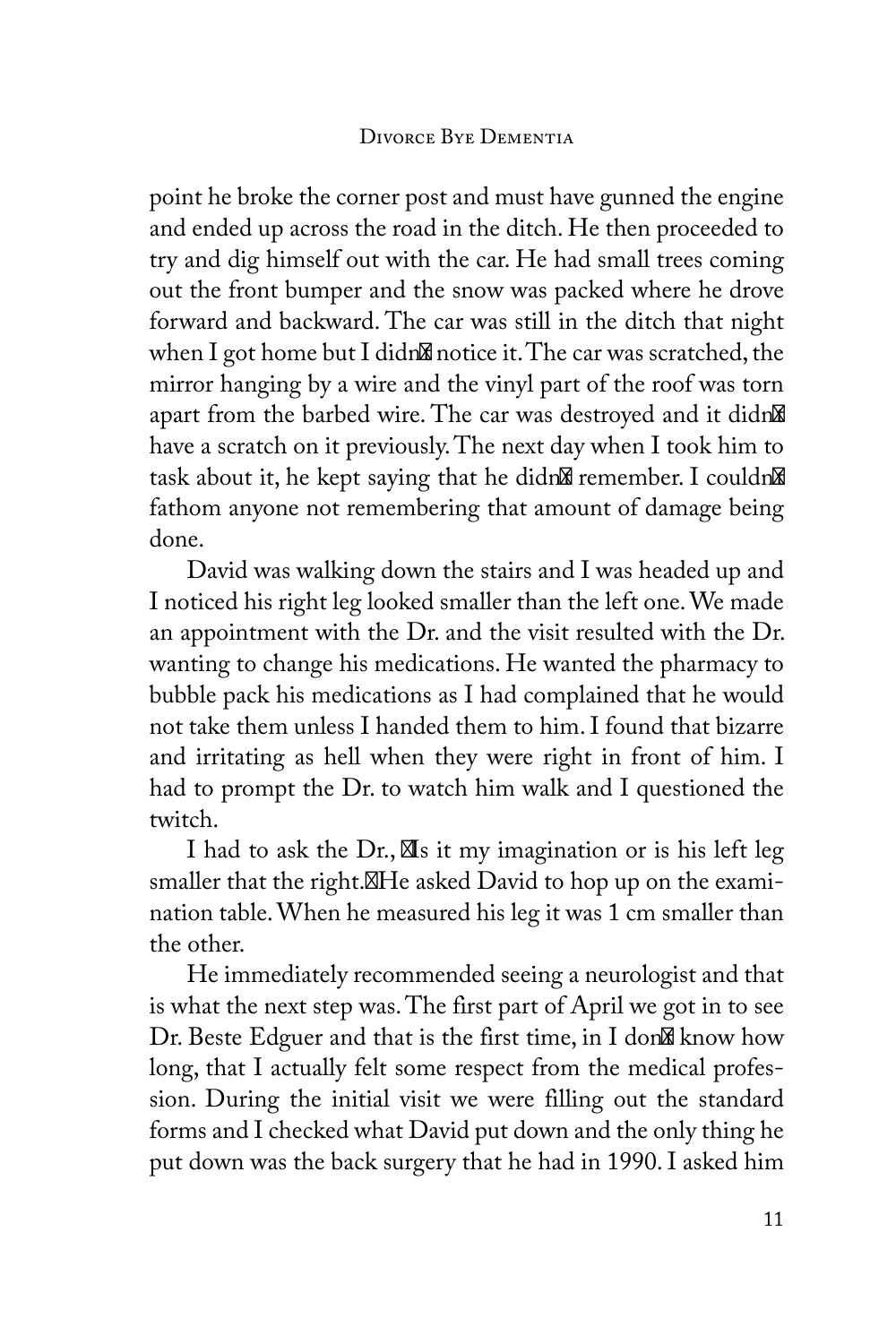point he broke the corner post and must have gunned the engine and ended up across the road in the ditch. He then proceeded to try and dig himself out with the car. He had small trees coming out the front bumper and the snow was packed where he drove forward and backward. The car was still in the ditch that night when I got home but I didn't notice it. The car was scratched, the mirror hanging by a wire and the vinyl part of the roof was torn apart from the barbed wire. The car was destroyed and it didn't have a scratch on it previously. The next day when I took him to task about it, he kept saying that he didn't remember. I couldn't fathom anyone not remembering that amount of damage being done.

David was walking down the stairs and I was headed up and I noticed his right leg looked smaller than the left one. We made an appointment with the Dr. and the visit resulted with the Dr. wanting to change his medications. He wanted the pharmacy to bubble pack his medications as I had complained that he would not take them unless I handed them to him. I found that bizarre and irritating as hell when they were right in front of him. I had to prompt the Dr. to watch him walk and I questioned the twitch.

I had to ask the Dr., "Is it my imagination or is his left leg smaller that the right." He asked David to hop up on the examination table. When he measured his leg it was 1 cm smaller than the other.

He immediately recommended seeing a neurologist and that is what the next step was. The first part of April we got in to see Dr. Beste Edguer and that is the first time, in I don't know how long, that I actually felt some respect from the medical profession. During the initial visit we were filling out the standard forms and I checked what David put down and the only thing he put down was the back surgery that he had in 1990. I asked him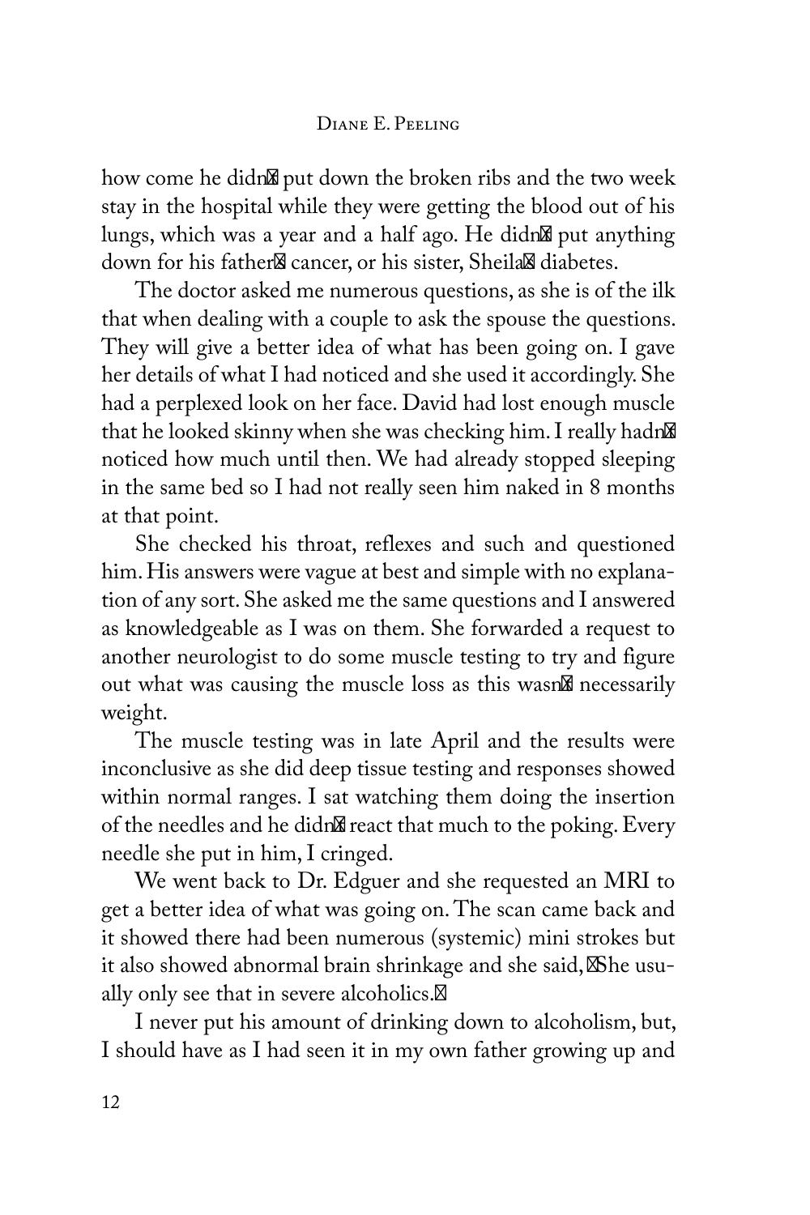how come he didn't put down the broken ribs and the two week stay in the hospital while they were getting the blood out of his lungs, which was a year and a half ago. He didn't put anything down for his father's cancer, or his sister, Sheila's diabetes.

The doctor asked me numerous questions, as she is of the ilk that when dealing with a couple to ask the spouse the questions. They will give a better idea of what has been going on. I gave her details of what I had noticed and she used it accordingly. She had a perplexed look on her face. David had lost enough muscle that he looked skinny when she was checking him. I really hadn't noticed how much until then. We had already stopped sleeping in the same bed so I had not really seen him naked in 8 months at that point.

She checked his throat, reflexes and such and questioned him. His answers were vague at best and simple with no explanation of any sort. She asked me the same questions and I answered as knowledgeable as I was on them. She forwarded a request to another neurologist to do some muscle testing to try and figure out what was causing the muscle loss as this wasn't necessarily weight.

The muscle testing was in late April and the results were inconclusive as she did deep tissue testing and responses showed within normal ranges. I sat watching them doing the insertion of the needles and he didn't react that much to the poking. Every needle she put in him, I cringed.

We went back to Dr. Edguer and she requested an MRI to get a better idea of what was going on. The scan came back and it showed there had been numerous (systemic) mini strokes but it also showed abnormal brain shrinkage and she said, "She usually only see that in severe alcoholics."

I never put his amount of drinking down to alcoholism, but, I should have as I had seen it in my own father growing up and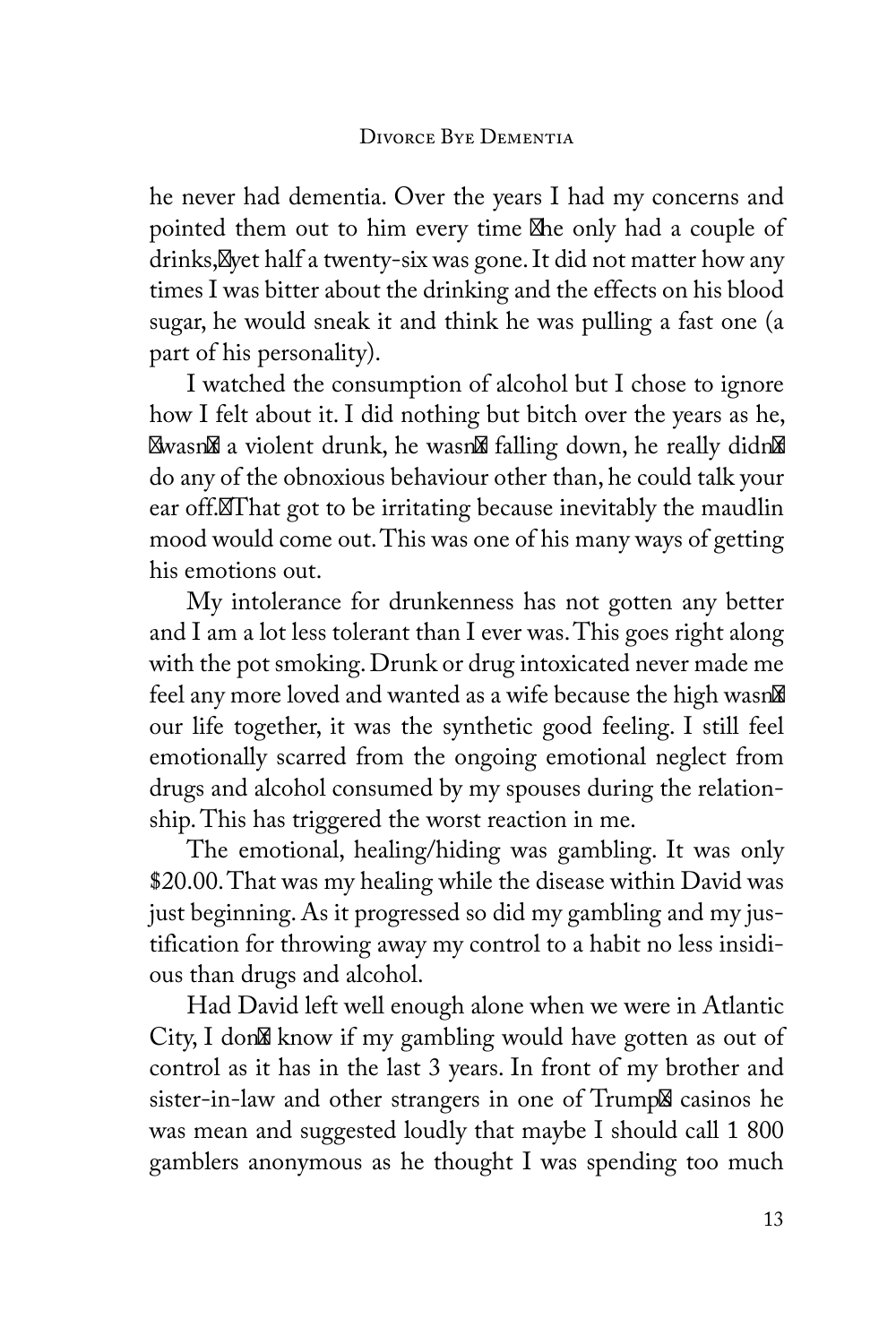he never had dementia. Over the years I had my concerns and pointed them out to him every time "he only had a couple of drinks," yet half a twenty-six was gone. It did not matter how any times I was bitter about the drinking and the effects on his blood sugar, he would sneak it and think he was pulling a fast one (a part of his personality).

I watched the consumption of alcohol but I chose to ignore how I felt about it. I did nothing but bitch over the years as he, "wasn't a violent drunk, he wasn't falling down, he really didn't do any of the obnoxious behaviour other than, he could talk your ear off." That got to be irritating because inevitably the maudlin mood would come out. This was one of his many ways of getting his emotions out.

My intolerance for drunkenness has not gotten any better and I am a lot less tolerant than I ever was. This goes right along with the pot smoking. Drunk or drug intoxicated never made me feel any more loved and wanted as a wife because the high wasn't our life together, it was the synthetic good feeling. I still feel emotionally scarred from the ongoing emotional neglect from drugs and alcohol consumed by my spouses during the relationship. This has triggered the worst reaction in me.

The emotional, healing/hiding was gambling. It was only \$20.00. That was my healing while the disease within David was just beginning. As it progressed so did my gambling and my justification for throwing away my control to a habit no less insidious than drugs and alcohol.

Had David left well enough alone when we were in Atlantic City, I don't know if my gambling would have gotten as out of control as it has in the last 3 years. In front of my brother and sister-in-law and other strangers in one of Trump's casinos he was mean and suggested loudly that maybe I should call 1 800 gamblers anonymous as he thought I was spending too much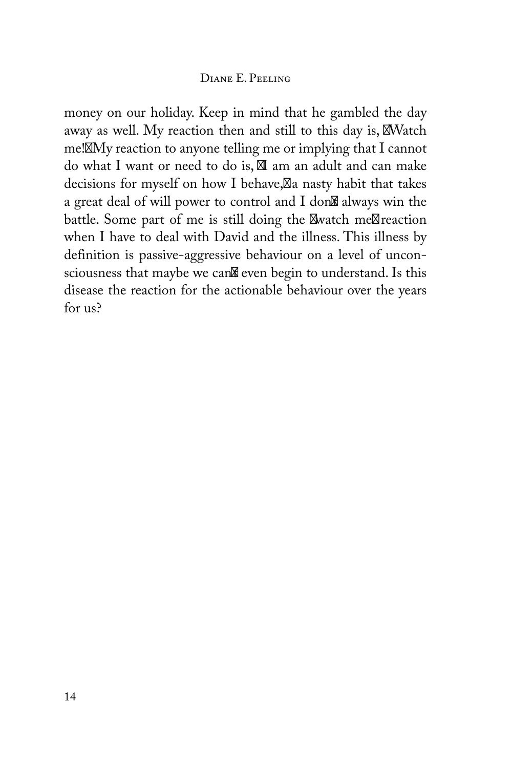money on our holiday. Keep in mind that he gambled the day away as well. My reaction then and still to this day is, "Watch me!" My reaction to anyone telling me or implying that I cannot do what I want or need to do is, "I am an adult and can make decisions for myself on how I behave," a nasty habit that takes a great deal of will power to control and I don't always win the battle. Some part of me is still doing the "watch me" reaction when I have to deal with David and the illness. This illness by definition is passive-aggressive behaviour on a level of unconsciousness that maybe we can't even begin to understand. Is this disease the reaction for the actionable behaviour over the years for us?